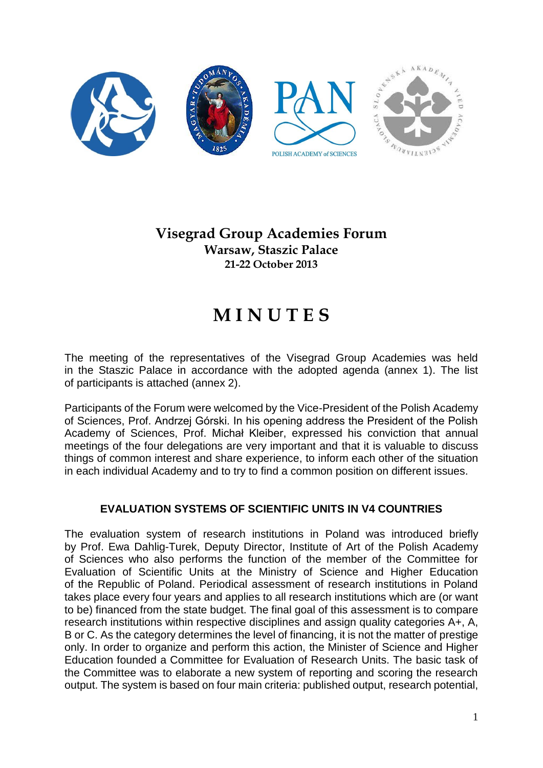# Visegrad Group Academies Forum

**Warsaw, Staszic Palace**

**21-22 October 2013**

# MINUTES

The meeting of the representatives of the Visegrad Group Academies was held in the Staszic Palace in accordance with the adopted agenda (annex 1). The list of participants is attached (annex 2).

Participants of the Forum were welcomed by the Vice-President of the Polish Academy of Sciences, Prof. Andrzej Górski. In his opening address the President of the Polish Academy of Sciences, Prof. Michał Kleiber, expressed his conviction that annual meetings of the four delegations are very important and that it is valuable to discuss things of common interest and share experience, to inform each other of the situation in each individual Academy and to try to find a common position on different issues.

## EVALUATION SYSTEMS OF SCIENTIFIC UNITS IN V4 COUNTRIES

The evaluation system of research institutions in Poland was introduced briefly by Prof. Ewa Dahlig-Turek, Deputy Director, Institute of Art of the Polish Academy of Sciences who also performs the function of the member of the Committee for Evaluation of Scientific Units at the Ministry of Science and Higher Education of the Republic of Poland. Periodical assessment of research institutions in Poland takes place every four years and applies to all research institutions which are (or want to be) financed from the state budget. The final goal of this assessment is to compare research institutions within respective disciplines and assign quality categories A+, A, B or C. As the category determines the level of financing, it is not the matter of prestige only. In order to organize and perform this action, the Minister of Science and Higher Education founded a Committee for Evaluation of Research Units. The basic task of the Committee was to elaborate a new system of reporting and scoring the research output. The system is based on four main criteria: published output, research potential,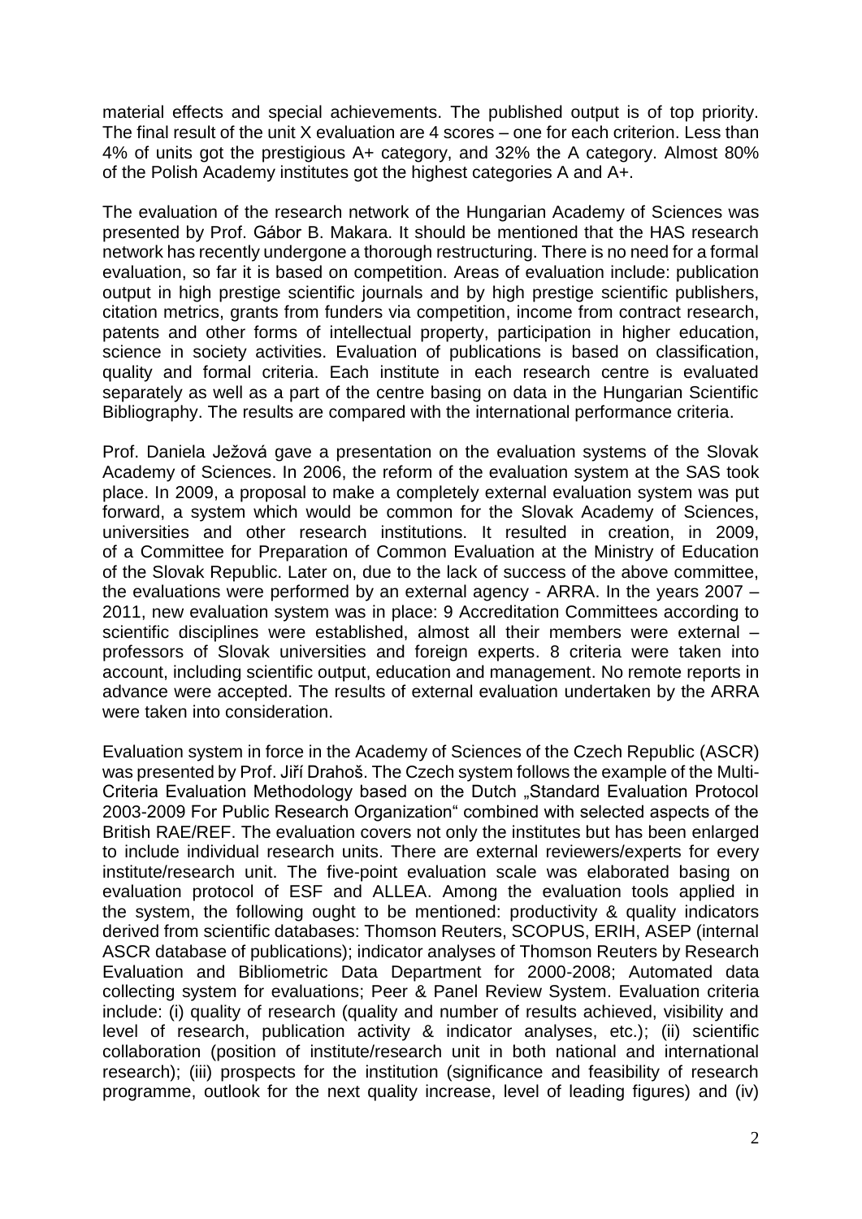material effects and special achievements. The published output is of top priority. The final result of the unit X evaluation are 4 scores – one for each criterion. Less than 4% of units got the prestigious A+ category, and 32% the A category. Almost 80% of the Polish Academy institutes got the highest categories A and A+.

The evaluation of the research network of the Hungarian Academy of Sciences was presented by Prof. Gábor B. Makara. It should be mentioned that the HAS research network has recently undergone a thorough restructuring. There is no need for a formal evaluation, so far it is based on competition. Areas of evaluation include: publication output in high prestige scientific journals and by high prestige scientific publishers, citation metrics, grants from funders via competition, income from contract research, patents and other forms of intellectual property, participation in higher education, science in society activities. Evaluation of publications is based on classification, quality and formal criteria. Each institute in each research centre is evaluated separately as well as a part of the centre basing on data in the Hungarian Scientific Bibliography. The results are compared with the international performance criteria.

Prof. Daniela Ježová gave a presentation on the evaluation systems of the Slovak Academy of Sciences. In 2006, the reform of the evaluation system at the SAS took place. In 2009, a proposal to make a completely external evaluation system was put forward, a system which would be common for the Slovak Academy of Sciences, universities and other research institutions. It resulted in creation, in 2009, of a Committee for Preparation of Common Evaluation at the Ministry of Education of the Slovak Republic. Later on, due to the lack of success of the above committee, the evaluations were performed by an external agency - ARRA. In the years 2007 – 2011, new evaluation system was in place: 9 Accreditation Committees according to scientific disciplines were established, almost all their members were external – professors of Slovak universities and foreign experts. 8 criteria were taken into account, including scientific output, education and management. No remote reports in advance were accepted. The results of external evaluation undertaken by the ARRA were taken into consideration.

Evaluation system in force in the Academy of Sciences of the Czech Republic (ASCR) was presented by Prof. Jiří Drahoš. The Czech system follows the example of the Multi-Criteria Evaluation Methodology based on the Dutch „Standard Evaluation Protocol 2003-2009 For Public Research Organization" combined with selected aspects of the British RAE/REF. The evaluation covers not only the institutes but has been enlarged to include individual research units. There are external reviewers/experts for every institute/research unit. The five-point evaluation scale was elaborated basing on evaluation protocol of ESF and ALLEA. Among the evaluation tools applied in the system, the following ought to be mentioned: productivity & quality indicators derived from scientific databases: Thomson Reuters, SCOPUS, ERIH, ASEP (internal ASCR database of publications); indicator analyses of Thomson Reuters by Research Evaluation and Bibliometric Data Department for 2000-2008; Automated data collecting system for evaluations; Peer & Panel Review System. Evaluation criteria include: (i) quality of research (quality and number of results achieved, visibility and level of research, publication activity & indicator analyses, etc.); (ii) scientific collaboration (position of institute/research unit in both national and international research); (iii) prospects for the institution (significance and feasibility of research programme, outlook for the next quality increase, level of leading figures) and (iv)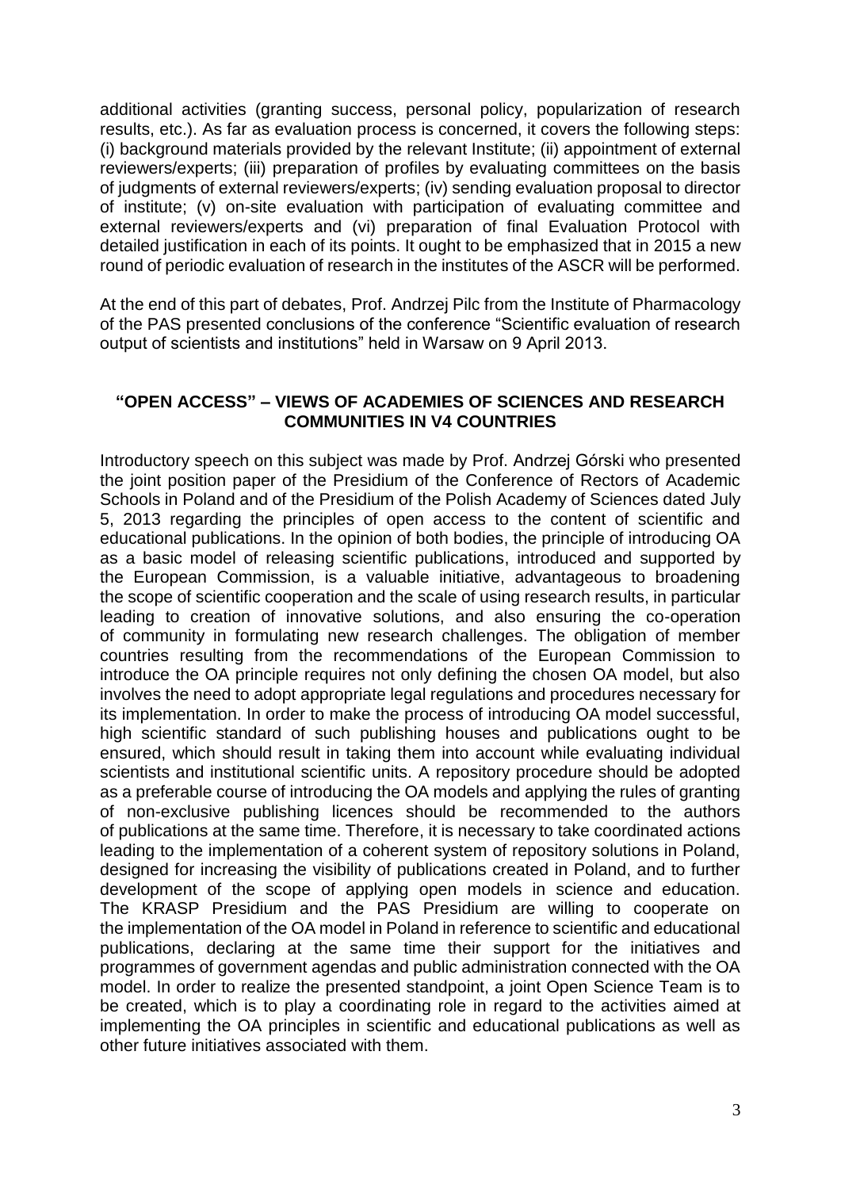additional activities (granting success, personal policy, popularization of research results, etc.). As far as evaluation process is concerned, it covers the following steps: (i) background materials provided by the relevant Institute; (ii) appointment of external reviewers/experts; (iii) preparation of profiles by evaluating committees on the basis of judgments of external reviewers/experts; (iv) sending evaluation proposal to director of institute; (v) on-site evaluation with participation of evaluating committee and external reviewers/experts and (vi) preparation of final Evaluation Protocol with detailed justification in each of its points. It ought to be emphasized that in 2015 a new round of periodic evaluation of research in the institutes of the ASCR will be performed.

At the end of this part of debates, Prof. Andrzej Pilc from the Institute of Pharmacology of the PAS presented conclusions of the conference "Scientific evaluation of research output of scientists and institutions" held in Warsaw on 9 April 2013.

## "OPEN ACCESS" – VIEWS OF ACADEMIES OF SCIENCES AND RESEARCH COMMUNITIES IN V4 COUNTRIES

Introductory speech on this subject was made by Prof. Andrzej Górski who presented the joint position paper of the Presidium of the Conference of Rectors of Academic Schools in Poland and of the Presidium of the Polish Academy of Sciences dated July 5, 2013 regarding the principles of open access to the content of scientific and educational publications. In the opinion of both bodies, the principle of introducing OA as a basic model of releasing scientific publications, introduced and supported by the European Commission, is a valuable initiative, advantageous to broadening the scope of scientific cooperation and the scale of using research results, in particular leading to creation of innovative solutions, and also ensuring the co-operation of community in formulating new research challenges. The obligation of member countries resulting from the recommendations of the European Commission to introduce the OA principle requires not only defining the chosen OA model, but also involves the need to adopt appropriate legal regulations and procedures necessary for its implementation. In order to make the process of introducing OA model successful, high scientific standard of such publishing houses and publications ought to be ensured, which should result in taking them into account while evaluating individual scientists and institutional scientific units. A repository procedure should be adopted as a preferable course of introducing the OA models and applying the rules of granting of non-exclusive publishing licences should be recommended to the authors of publications at the same time. Therefore, it is necessary to take coordinated actions leading to the implementation of a coherent system of repository solutions in Poland, designed for increasing the visibility of publications created in Poland, and to further development of the scope of applying open models in science and education. The KRASP Presidium and the PAS Presidium are willing to cooperate on the implementation of the OA model in Poland in reference to scientific and educational publications, declaring at the same time their support for the initiatives and programmes of government agendas and public administration connected with the OA model. In order to realize the presented standpoint, a joint Open Science Team is to be created, which is to play a coordinating role in regard to the activities aimed at implementing the OA principles in scientific and educational publications as well as other future initiatives associated with them.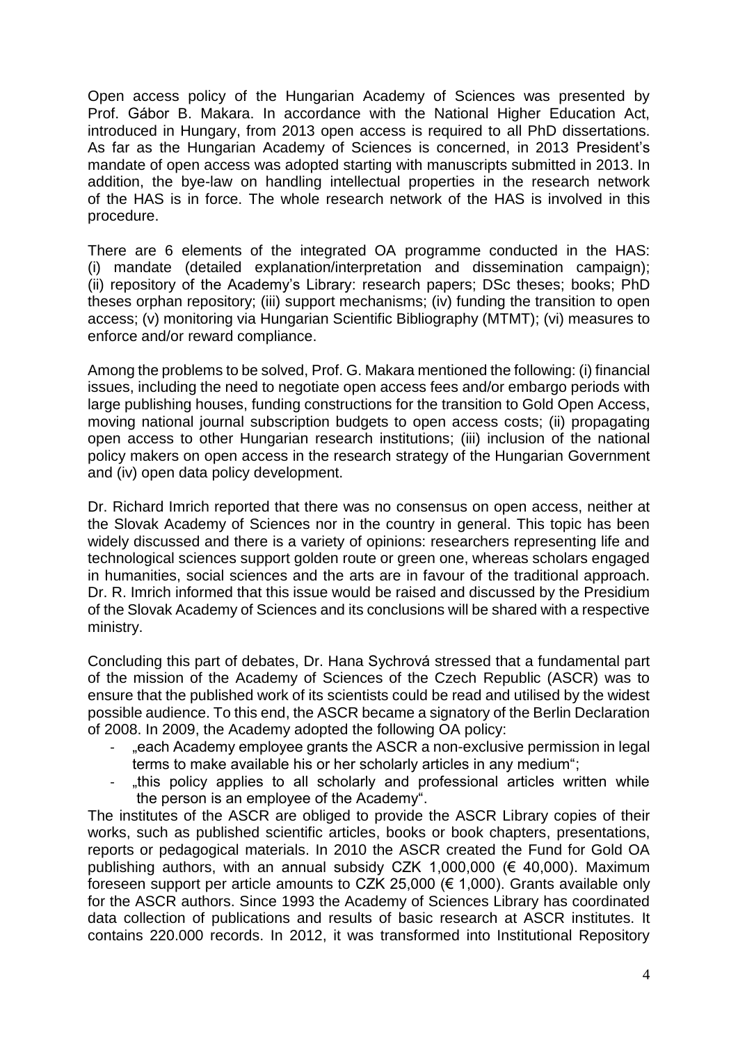Open access policy of the Hungarian Academy of Sciences was presented by Prof. Gábor B. Makara. In accordance with the National Higher Education Act, introduced in Hungary, from 2013 open access is required to all PhD dissertations. As far as the Hungarian Academy of Sciences is concerned, in 2013 President's mandate of open access was adopted starting with manuscripts submitted in 2013. In addition, the bye-law on handling intellectual properties in the research network of the HAS is in force. The whole research network of the HAS is involved in this procedure.

There are 6 elements of the integrated OA programme conducted in the HAS: (i) mandate (detailed explanation/interpretation and dissemination campaign); (ii) repository of the Academy's Library: research papers; DSc theses; books; PhD theses orphan repository; (iii) support mechanisms; (iv) funding the transition to open access; (v) monitoring via Hungarian Scientific Bibliography (MTMT); (vi) measures to enforce and/or reward compliance.

Among the problems to be solved, Prof. G. Makara mentioned the following: (i) financial issues, including the need to negotiate open access fees and/or embargo periods with large publishing houses, funding constructions for the transition to Gold Open Access, moving national journal subscription budgets to open access costs; (ii) propagating open access to other Hungarian research institutions; (iii) inclusion of the national policy makers on open access in the research strategy of the Hungarian Government and (iv) open data policy development.

Dr. Richard Imrich reported that there was no consensus on open access, neither at the Slovak Academy of Sciences nor in the country in general. This topic has been widely discussed and there is a variety of opinions: researchers representing life and technological sciences support golden route or green one, whereas scholars engaged in humanities, social sciences and the arts are in favour of the traditional approach. Dr. R. Imrich informed that this issue would be raised and discussed by the Presidium of the Slovak Academy of Sciences and its conclusions will be shared with a respective ministry.

Concluding this part of debates, Dr. Hana Sychrová stressed that a fundamental part of the mission of the Academy of Sciences of the Czech Republic (ASCR) was to ensure that the published work of its scientists could be read and utilised by the widest possible audience. To this end, the ASCR became a signatory of the Berlin Declaration of 2008. In 2009, the Academy adopted the following OA policy:

- „each Academy employee grants the ASCR a non-exclusive permission in legal terms to make available his or her scholarly articles in any medium";
- „this policy applies to all scholarly and professional articles written while the person is an employee of the Academy".

The institutes of the ASCR are obliged to provide the ASCR Library copies of their works, such as published scientific articles, books or book chapters, presentations, reports or pedagogical materials. In 2010 the ASCR created the Fund for Gold OA publishing authors, with an annual subsidy CZK 1,000,000 (€ 40,000). Maximum foreseen support per article amounts to CZK 25,000 (€ 1,000). Grants available only for the ASCR authors. Since 1993 the Academy of Sciences Library has coordinated data collection of publications and results of basic research at ASCR institutes. It contains 220.000 records. In 2012, it was transformed into Institutional Repository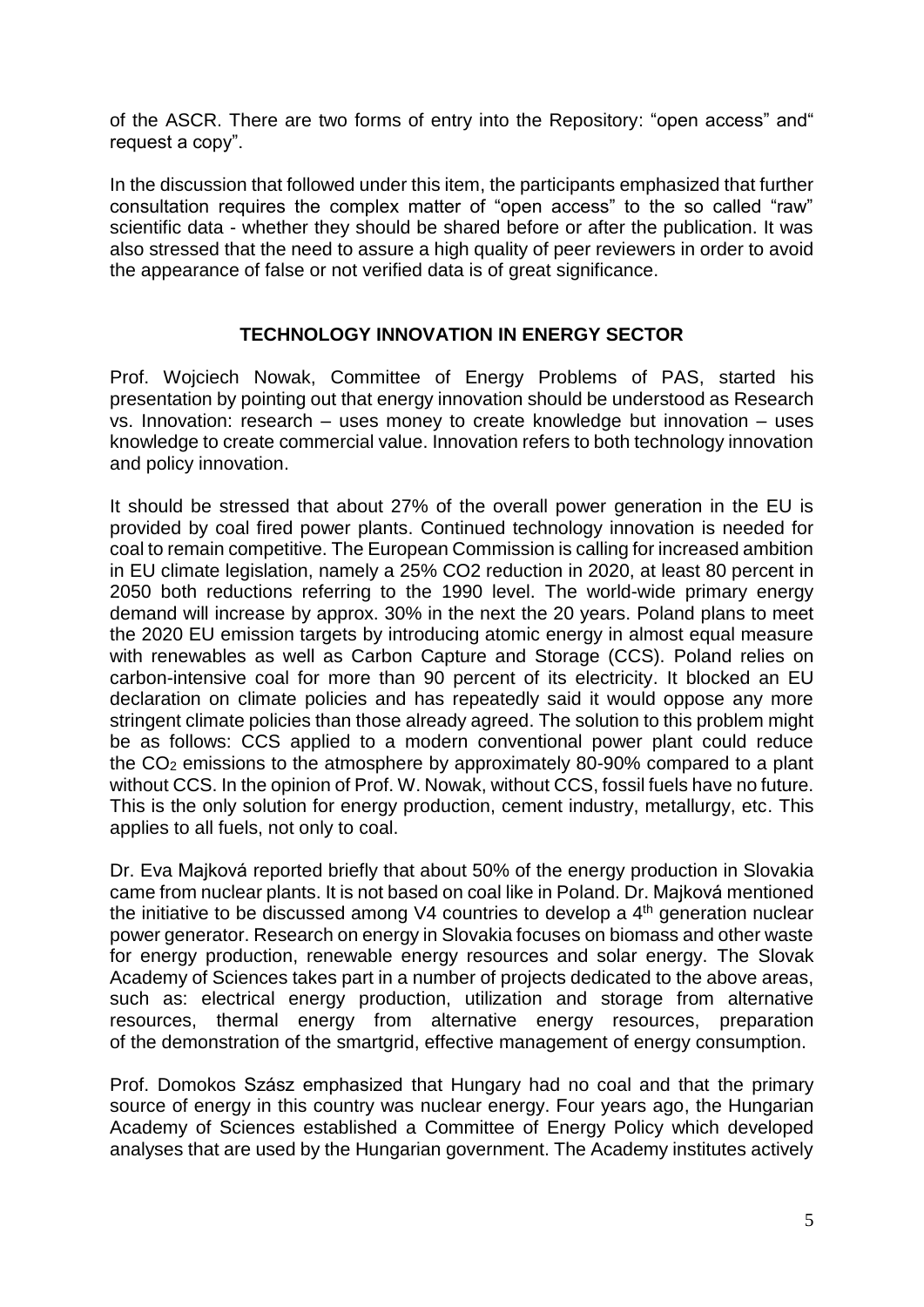of the ASCR. There are two forms of entry into the Repository: “open access” and“ request a copy”.

In the discussion that followed under this item, the participants emphasized that further consultation requires the complex matter of “open access” to the so called “raw” scientific data - whether they should be shared before or after the publication. It was also stressed that the need to assure a high quality of peer reviewers in order to avoid the appearance of false or not verified data is of great significance.

## TECHNOLOGY INNOVATION IN ENERGY SECTOR

Prof. Wojciech Nowak, Committee of Energy Problems of PAS, started his presentation by pointing out that energy innovation should be understood as Research vs. Innovation: research – uses money to create knowledge but innovation – uses knowledge to create commercial value. Innovation refers to both technology innovation and policy innovation.

It should be stressed that about 27% of the overall power generation in the EU is provided by coal fired power plants. Continued technology innovation is needed for coal to remain competitive. The European Commission is calling for increased ambition in EU climate legislation, namely a 25% CO2 reduction in 2020, at least 80 percent in 2050 both reductions referring to the 1990 level. The world-wide primary energy demand will increase by approx. 30% in the next the 20 years. Poland plans to meet the 2020 EU emission targets by introducing atomic energy in almost equal measure with renewables as well as Carbon Capture and Storage (CCS). Poland relies on carbon-intensive coal for more than 90 percent of its electricity. It blocked an EU declaration on climate policies and has repeatedly said it would oppose any more stringent climate policies than those already agreed. The solution to this problem might be as follows: CCS applied to a modern conventional power plant could reduce the $CO_2$ emissions to the atmosphere by approximately 80-90% compared to a plant without CCS. In the opinion of Prof. W. Nowak, without CCS, fossil fuels have no future. This is the only solution for energy production, cement industry, metallurgy, etc. This applies to all fuels, not only to coal.

Dr. Eva Majková reported briefly that about 50% of the energy production in Slovakia came from nuclear plants. It is not based on coal like in Poland. Dr. Majková mentioned the initiative to be discussed among V4 countries to develop a 4th generation nuclear power generator. Research on energy in Slovakia focuses on biomass and other waste for energy production, renewable energy resources and solar energy. The Slovak Academy of Sciences takes part in a number of projects dedicated to the above areas, such as: electrical energy production, utilization and storage from alternative resources, thermal energy from alternative energy resources, preparation of the demonstration of the smartgrid, effective management of energy consumption.

Prof. Domokos Szász emphasized that Hungary had no coal and that the primary source of energy in this country was nuclear energy. Four years ago, the Hungarian Academy of Sciences established a Committee of Energy Policy which developed analyses that are used by the Hungarian government. The Academy institutes actively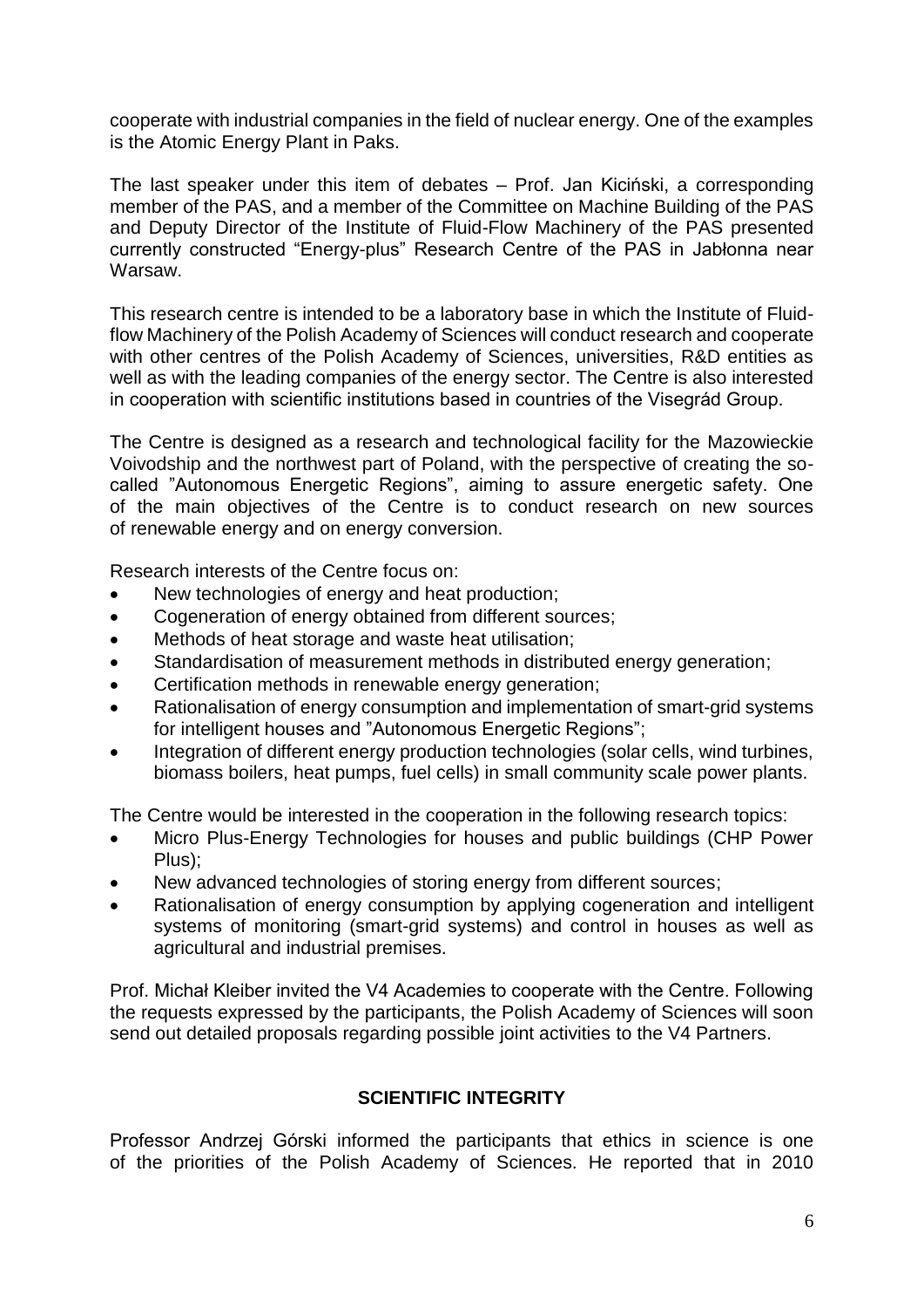cooperate with industrial companies in the field of nuclear energy. One of the examples is the Atomic Energy Plant in Paks.

The last speaker under this item of debates – Prof. Jan Kiciński, a corresponding member of the PAS, and a member of the Committee on Machine Building of the PAS and Deputy Director of the Institute of Fluid-Flow Machinery of the PAS presented currently constructed "Energy-plus" Research Centre of the PAS in Jabłonna near Warsaw.

This research centre is intended to be a laboratory base in which the Institute of Fluid-flow Machinery of the Polish Academy of Sciences will conduct research and cooperate with other centres of the Polish Academy of Sciences, universities, R&D entities as well as with the leading companies of the energy sector. The Centre is also interested in cooperation with scientific institutions based in countries of the Visegrád Group.

The Centre is designed as a research and technological facility for the Mazowieckie Voivodship and the northwest part of Poland, with the perspective of creating the so-called "Autonomous Energetic Regions", aiming to assure energetic safety. One of the main objectives of the Centre is to conduct research on new sources of renewable energy and on energy conversion.

Research interests of the Centre focus on:

- New technologies of energy and heat production;
- Cogeneration of energy obtained from different sources;
- Methods of heat storage and waste heat utilisation;
- Standardisation of measurement methods in distributed energy generation;
- Certification methods in renewable energy generation;
- Rationalisation of energy consumption and implementation of smart-grid systems for intelligent houses and "Autonomous Energetic Regions";
- Integration of different energy production technologies (solar cells, wind turbines, biomass boilers, heat pumps, fuel cells) in small community scale power plants.

The Centre would be interested in the cooperation in the following research topics:

- Micro Plus-Energy Technologies for houses and public buildings (CHP Power Plus);
- New advanced technologies of storing energy from different sources;
- Rationalisation of energy consumption by applying cogeneration and intelligent systems of monitoring (smart-grid systems) and control in houses as well as agricultural and industrial premises.

Prof. Michał Kleiber invited the V4 Academies to cooperate with the Centre. Following the requests expressed by the participants, the Polish Academy of Sciences will soon send out detailed proposals regarding possible joint activities to the V4 Partners.

## SCIENTIFIC INTEGRITY

Professor Andrzej Górski informed the participants that ethics in science is one of the priorities of the Polish Academy of Sciences. He reported that in 2010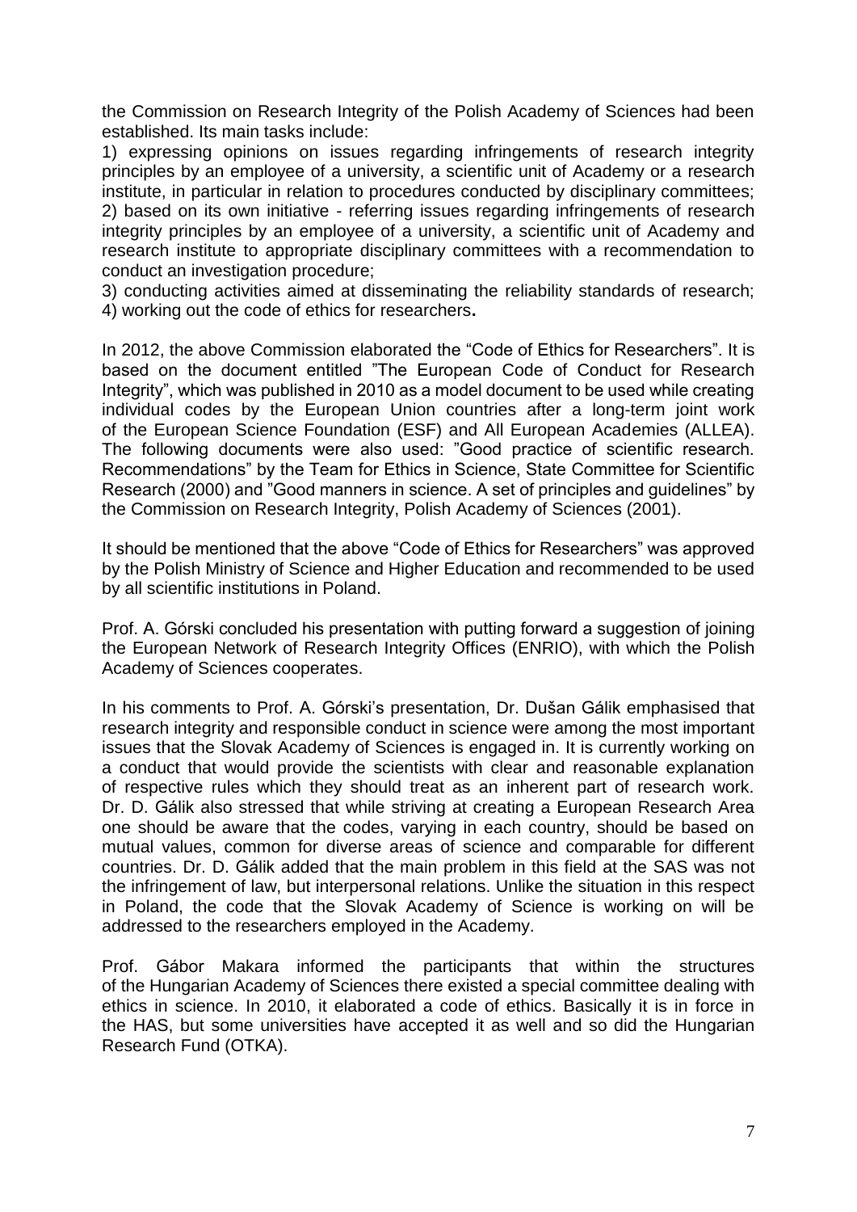the Commission on Research Integrity of the Polish Academy of Sciences had been established. Its main tasks include:

1) expressing opinions on issues regarding infringements of research integrity principles by an employee of a university, a scientific unit of Academy or a research institute, in particular in relation to procedures conducted by disciplinary committees;
2) based on its own initiative - referring issues regarding infringements of research integrity principles by an employee of a university, a scientific unit of Academy and research institute to appropriate disciplinary committees with a recommendation to conduct an investigation procedure;
3) conducting activities aimed at disseminating the reliability standards of research;
4) working out the code of ethics for researchers**.**

In 2012, the above Commission elaborated the "Code of Ethics for Researchers". It is based on the document entitled "The European Code of Conduct for Research Integrity", which was published in 2010 as a model document to be used while creating individual codes by the European Union countries after a long-term joint work of the European Science Foundation (ESF) and All European Academies (ALLEA). The following documents were also used: "Good practice of scientific research. Recommendations" by the Team for Ethics in Science, State Committee for Scientific Research (2000) and "Good manners in science. A set of principles and guidelines" by the Commission on Research Integrity, Polish Academy of Sciences (2001).

It should be mentioned that the above "Code of Ethics for Researchers" was approved by the Polish Ministry of Science and Higher Education and recommended to be used by all scientific institutions in Poland.

Prof. A. Górski concluded his presentation with putting forward a suggestion of joining the European Network of Research Integrity Offices (ENRIO), with which the Polish Academy of Sciences cooperates.

In his comments to Prof. A. Górski's presentation, Dr. Dušan Gálik emphasised that research integrity and responsible conduct in science were among the most important issues that the Slovak Academy of Sciences is engaged in. It is currently working on a conduct that would provide the scientists with clear and reasonable explanation of respective rules which they should treat as an inherent part of research work. Dr. D. Gálik also stressed that while striving at creating a European Research Area one should be aware that the codes, varying in each country, should be based on mutual values, common for diverse areas of science and comparable for different countries. Dr. D. Gálik added that the main problem in this field at the SAS was not the infringement of law, but interpersonal relations. Unlike the situation in this respect in Poland, the code that the Slovak Academy of Science is working on will be addressed to the researchers employed in the Academy.

Prof. Gábor Makara informed the participants that within the structures of the Hungarian Academy of Sciences there existed a special committee dealing with ethics in science. In 2010, it elaborated a code of ethics. Basically it is in force in the HAS, but some universities have accepted it as well and so did the Hungarian Research Fund (OTKA).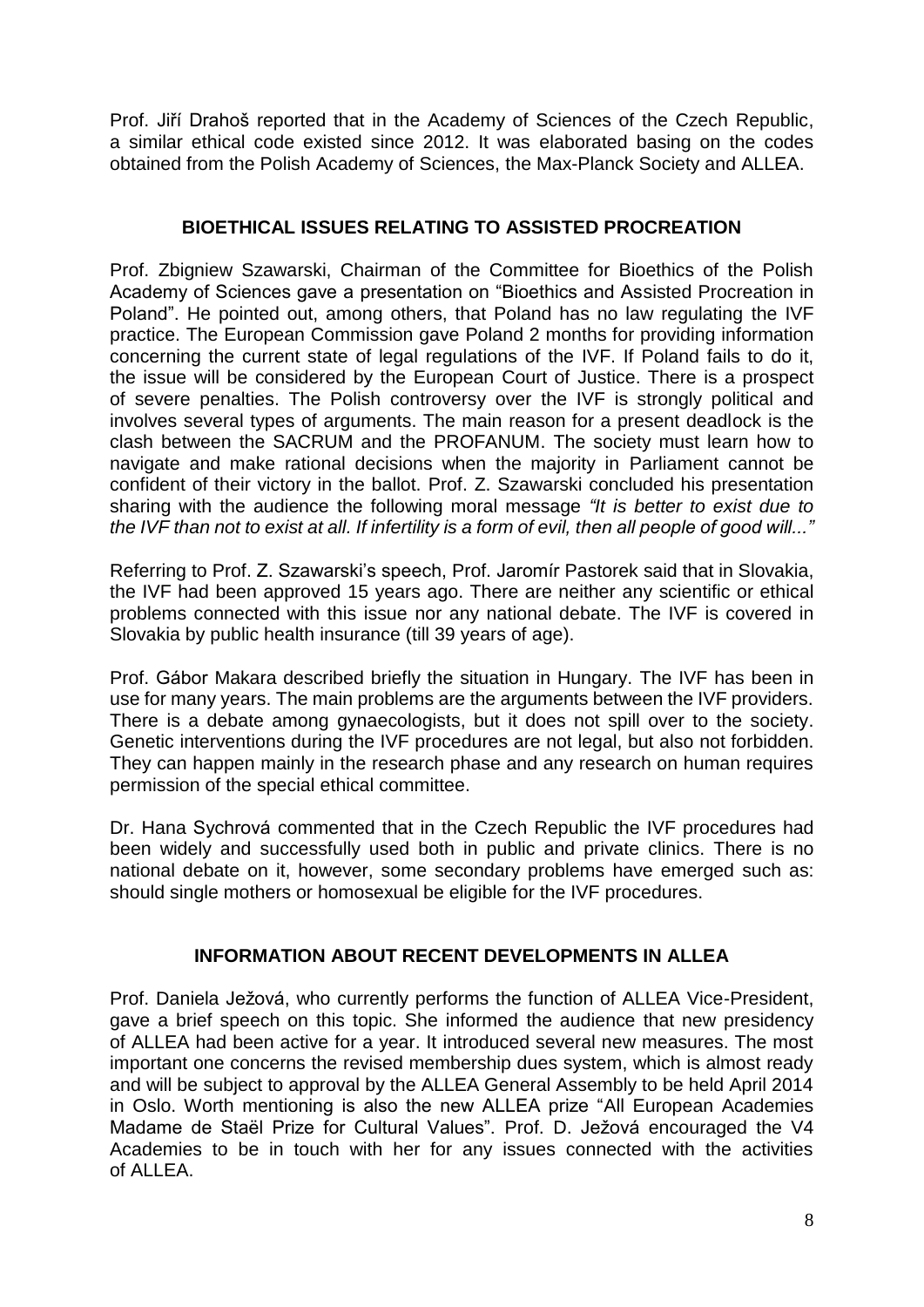Prof. Jiří Drahoš reported that in the Academy of Sciences of the Czech Republic, a similar ethical code existed since 2012. It was elaborated basing on the codes obtained from the Polish Academy of Sciences, the Max-Planck Society and ALLEA.

## BIOETHICAL ISSUES RELATING TO ASSISTED PROCREATION

Prof. Zbigniew Szawarski, Chairman of the Committee for Bioethics of the Polish Academy of Sciences gave a presentation on "Bioethics and Assisted Procreation in Poland". He pointed out, among others, that Poland has no law regulating the IVF practice. The European Commission gave Poland 2 months for providing information concerning the current state of legal regulations of the IVF. If Poland fails to do it, the issue will be considered by the European Court of Justice. There is a prospect of severe penalties. The Polish controversy over the IVF is strongly political and involves several types of arguments. The main reason for a present deadlock is the clash between the SACRUM and the PROFANUM. The society must learn how to navigate and make rational decisions when the majority in Parliament cannot be confident of their victory in the ballot. Prof. Z. Szawarski concluded his presentation sharing with the audience the following moral message *"It is better to exist due to the IVF than not to exist at all. If infertility is a form of evil, then all people of good will..."*

Referring to Prof. Z. Szawarski's speech, Prof. Jaromír Pastorek said that in Slovakia, the IVF had been approved 15 years ago. There are neither any scientific or ethical problems connected with this issue nor any national debate. The IVF is covered in Slovakia by public health insurance (till 39 years of age).

Prof. Gábor Makara described briefly the situation in Hungary. The IVF has been in use for many years. The main problems are the arguments between the IVF providers. There is a debate among gynaecologists, but it does not spill over to the society. Genetic interventions during the IVF procedures are not legal, but also not forbidden. They can happen mainly in the research phase and any research on human requires permission of the special ethical committee.

Dr. Hana Sychrová commented that in the Czech Republic the IVF procedures had been widely and successfully used both in public and private clinics. There is no national debate on it, however, some secondary problems have emerged such as: should single mothers or homosexual be eligible for the IVF procedures.

## INFORMATION ABOUT RECENT DEVELOPMENTS IN ALLEA

Prof. Daniela Ježová, who currently performs the function of ALLEA Vice-President, gave a brief speech on this topic. She informed the audience that new presidency of ALLEA had been active for a year. It introduced several new measures. The most important one concerns the revised membership dues system, which is almost ready and will be subject to approval by the ALLEA General Assembly to be held April 2014 in Oslo. Worth mentioning is also the new ALLEA prize "All European Academies Madame de Staël Prize for Cultural Values". Prof. D. Ježová encouraged the V4 Academies to be in touch with her for any issues connected with the activities of ALLEA.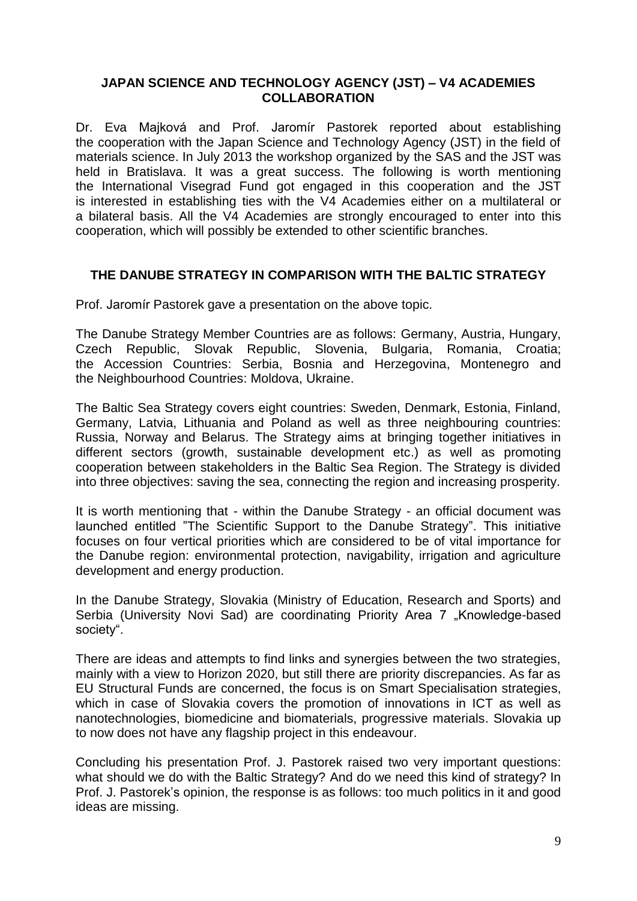## JAPAN SCIENCE AND TECHNOLOGY AGENCY (JST) – V4 ACADEMIES COLLABORATION

Dr. Eva Majková and Prof. Jaromír Pastorek reported about establishing the cooperation with the Japan Science and Technology Agency (JST) in the field of materials science. In July 2013 the workshop organized by the SAS and the JST was held in Bratislava. It was a great success. The following is worth mentioning the International Visegrad Fund got engaged in this cooperation and the JST is interested in establishing ties with the V4 Academies either on a multilateral or a bilateral basis. All the V4 Academies are strongly encouraged to enter into this cooperation, which will possibly be extended to other scientific branches.

## THE DANUBE STRATEGY IN COMPARISON WITH THE BALTIC STRATEGY

Prof. Jaromír Pastorek gave a presentation on the above topic.

The Danube Strategy Member Countries are as follows: Germany, Austria, Hungary, Czech Republic, Slovak Republic, Slovenia, Bulgaria, Romania, Croatia; the Accession Countries: Serbia, Bosnia and Herzegovina, Montenegro and the Neighbourhood Countries: Moldova, Ukraine.

The Baltic Sea Strategy covers eight countries: Sweden, Denmark, Estonia, Finland, Germany, Latvia, Lithuania and Poland as well as three neighbouring countries: Russia, Norway and Belarus. The Strategy aims at bringing together initiatives in different sectors (growth, sustainable development etc.) as well as promoting cooperation between stakeholders in the Baltic Sea Region. The Strategy is divided into three objectives: saving the sea, connecting the region and increasing prosperity.

It is worth mentioning that - within the Danube Strategy - an official document was launched entitled "The Scientific Support to the Danube Strategy". This initiative focuses on four vertical priorities which are considered to be of vital importance for the Danube region: environmental protection, navigability, irrigation and agriculture development and energy production.

In the Danube Strategy, Slovakia (Ministry of Education, Research and Sports) and Serbia (University Novi Sad) are coordinating Priority Area 7 „Knowledge-based society".

There are ideas and attempts to find links and synergies between the two strategies, mainly with a view to Horizon 2020, but still there are priority discrepancies. As far as EU Structural Funds are concerned, the focus is on Smart Specialisation strategies, which in case of Slovakia covers the promotion of innovations in ICT as well as nanotechnologies, biomedicine and biomaterials, progressive materials. Slovakia up to now does not have any flagship project in this endeavour.

Concluding his presentation Prof. J. Pastorek raised two very important questions: what should we do with the Baltic Strategy? And do we need this kind of strategy? In Prof. J. Pastorek's opinion, the response is as follows: too much politics in it and good ideas are missing.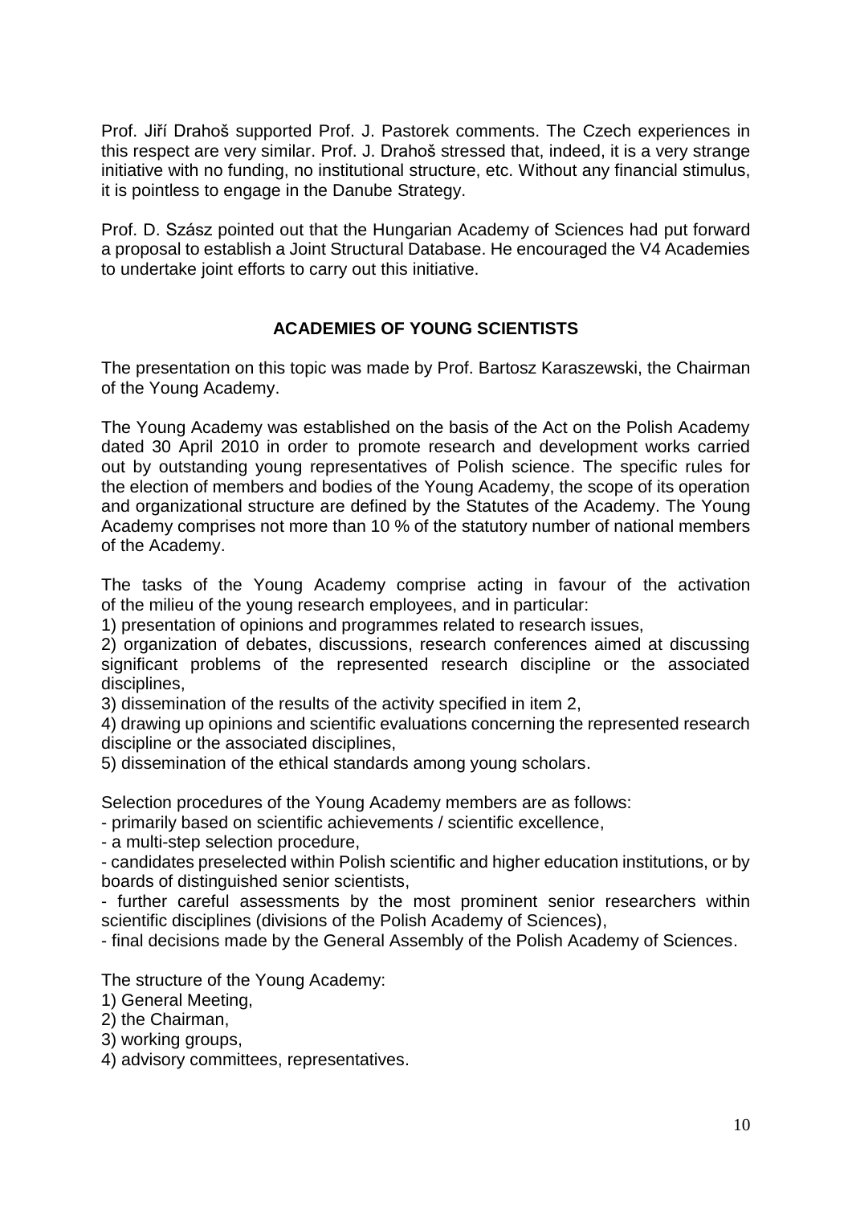Prof. Jiří Drahoš supported Prof. J. Pastorek comments. The Czech experiences in this respect are very similar. Prof. J. Drahoš stressed that, indeed, it is a very strange initiative with no funding, no institutional structure, etc. Without any financial stimulus, it is pointless to engage in the Danube Strategy.

Prof. D. Szász pointed out that the Hungarian Academy of Sciences had put forward a proposal to establish a Joint Structural Database. He encouraged the V4 Academies to undertake joint efforts to carry out this initiative.

## ACADEMIES OF YOUNG SCIENTISTS

The presentation on this topic was made by Prof. Bartosz Karaszewski, the Chairman of the Young Academy.

The Young Academy was established on the basis of the Act on the Polish Academy dated 30 April 2010 in order to promote research and development works carried out by outstanding young representatives of Polish science. The specific rules for the election of members and bodies of the Young Academy, the scope of its operation and organizational structure are defined by the Statutes of the Academy. The Young Academy comprises not more than 10 % of the statutory number of national members of the Academy.

The tasks of the Young Academy comprise acting in favour of the activation of the milieu of the young research employees, and in particular:

1) presentation of opinions and programmes related to research issues,
2) organization of debates, discussions, research conferences aimed at discussing significant problems of the represented research discipline or the associated disciplines,
3) dissemination of the results of the activity specified in item 2,
4) drawing up opinions and scientific evaluations concerning the represented research discipline or the associated disciplines,
5) dissemination of the ethical standards among young scholars.

Selection procedures of the Young Academy members are as follows:

- primarily based on scientific achievements / scientific excellence,
- a multi-step selection procedure,
- candidates preselected within Polish scientific and higher education institutions, or by boards of distinguished senior scientists,
- further careful assessments by the most prominent senior researchers within scientific disciplines (divisions of the Polish Academy of Sciences),
- final decisions made by the General Assembly of the Polish Academy of Sciences.

The structure of the Young Academy:

1) General Meeting,
2) the Chairman,
3) working groups,
4) advisory committees, representatives.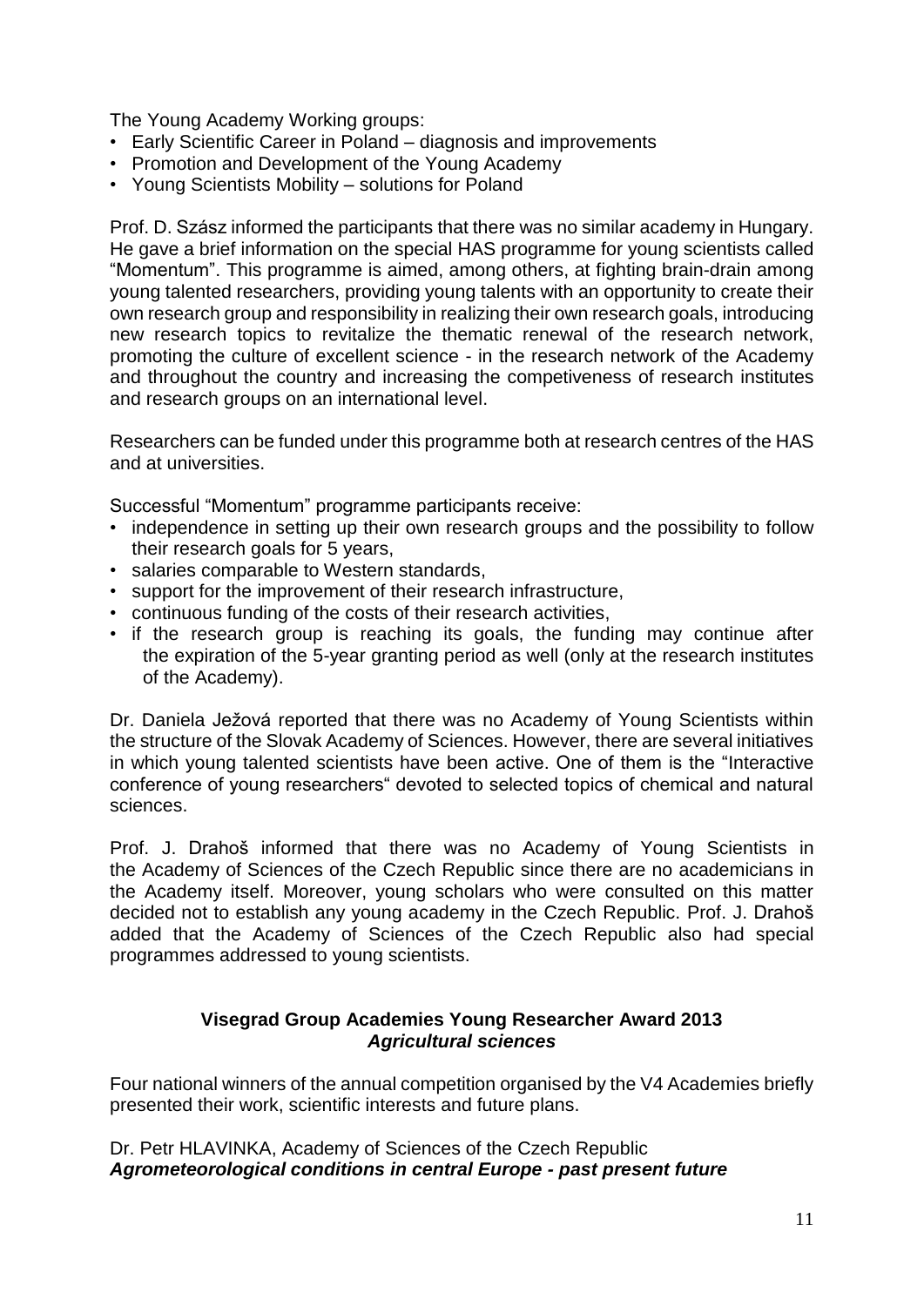The Young Academy Working groups:

- Early Scientific Career in Poland – diagnosis and improvements
- Promotion and Development of the Young Academy
- Young Scientists Mobility – solutions for Poland

Prof. D. Szász informed the participants that there was no similar academy in Hungary. He gave a brief information on the special HAS programme for young scientists called "Momentum". This programme is aimed, among others, at fighting brain-drain among young talented researchers, providing young talents with an opportunity to create their own research group and responsibility in realizing their own research goals, introducing new research topics to revitalize the thematic renewal of the research network, promoting the culture of excellent science - in the research network of the Academy and throughout the country and increasing the competiveness of research institutes and research groups on an international level.

Researchers can be funded under this programme both at research centres of the HAS and at universities.

Successful "Momentum" programme participants receive:

- independence in setting up their own research groups and the possibility to follow their research goals for 5 years,
- salaries comparable to Western standards,
- support for the improvement of their research infrastructure,
- continuous funding of the costs of their research activities,
- if the research group is reaching its goals, the funding may continue after the expiration of the 5-year granting period as well (only at the research institutes of the Academy).

Dr. Daniela Ježová reported that there was no Academy of Young Scientists within the structure of the Slovak Academy of Sciences. However, there are several initiatives in which young talented scientists have been active. One of them is the "Interactive conference of young researchers" devoted to selected topics of chemical and natural sciences.

Prof. J. Drahoš informed that there was no Academy of Young Scientists in the Academy of Sciences of the Czech Republic since there are no academicians in the Academy itself. Moreover, young scholars who were consulted on this matter decided not to establish any young academy in the Czech Republic. Prof. J. Drahoš added that the Academy of Sciences of the Czech Republic also had special programmes addressed to young scientists.

## Visegrad Group Academies Young Researcher Award 2013
### *Agricultural sciences*

Four national winners of the annual competition organised by the V4 Academies briefly presented their work, scientific interests and future plans.

Dr. Petr HLAVINKA, Academy of Sciences of the Czech Republic
***Agrometeorological conditions in central Europe - past present future***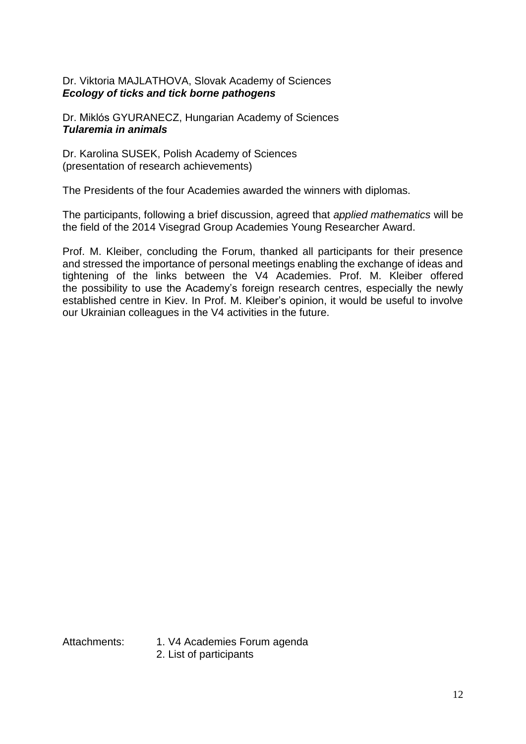Dr. Viktoria MAJLATHOVA, Slovak Academy of Sciences
***Ecology of ticks and tick borne pathogens***

Dr. Miklós GYURANECZ, Hungarian Academy of Sciences
***Tularemia in animals***

Dr. Karolina SUSEK, Polish Academy of Sciences
(presentation of research achievements)

The Presidents of the four Academies awarded the winners with diplomas.

The participants, following a brief discussion, agreed that *applied mathematics* will be the field of the 2014 Visegrad Group Academies Young Researcher Award.

Prof. M. Kleiber, concluding the Forum, thanked all participants for their presence and stressed the importance of personal meetings enabling the exchange of ideas and tightening of the links between the V4 Academies. Prof. M. Kleiber offered the possibility to use the Academy's foreign research centres, especially the newly established centre in Kiev. In Prof. M. Kleiber's opinion, it would be useful to involve our Ukrainian colleagues in the V4 activities in the future.

Attachments:
1. V4 Academies Forum agenda
2. List of participants